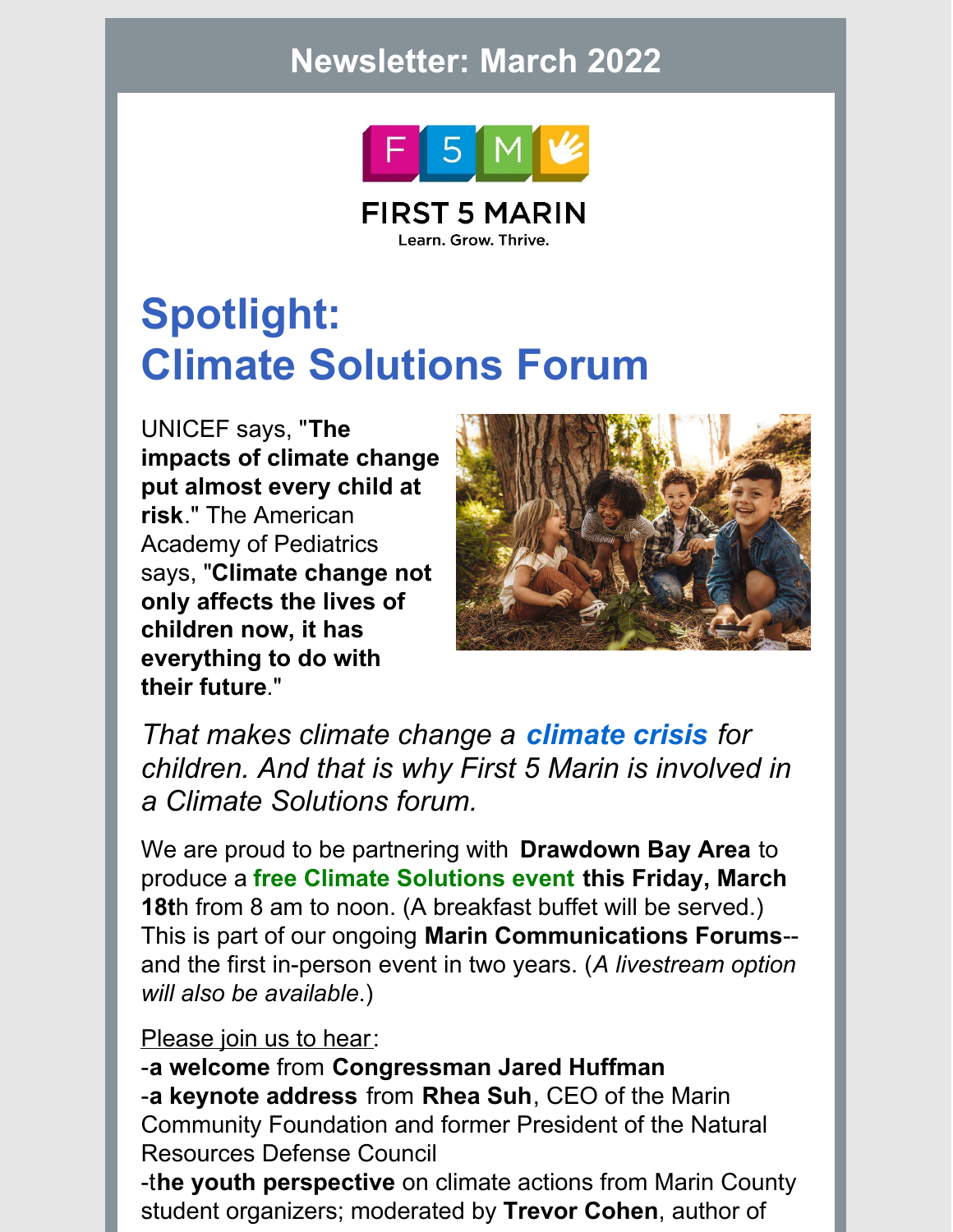# Newsletter: March 2022

FIRST 5 MARIN

Learn. Grow. Thrive.

## Spotlight: Climate Solutions Forum

UNICEF says, "**The impacts of climate change put almost every child at risk**." The American Academy of Pediatrics says, "**Climate change not only affects the lives of children now, it has everything to do with their future**."

*That makes climate change a **climate crisis** for children. And that is why First 5 Marin is involved in a Climate Solutions forum.*

We are proud to be partnering with **Drawdown Bay Area** to produce a **free Climate Solutions event** **this Friday, March 18th** from 8 am to noon. (A breakfast buffet will be served.) This is part of our ongoing **Marin Communications Forums**--and the first in-person event in two years. (*A livestream option will also be available*.)

Please join us to hear:

-**a welcome** from **Congressman Jared Huffman**
-**a keynote address** from **Rhea Suh**, CEO of the Marin Community Foundation and former President of the Natural Resources Defense Council
-t**he youth perspective** on climate actions from Marin County student organizers; moderated by **Trevor Cohen**, author of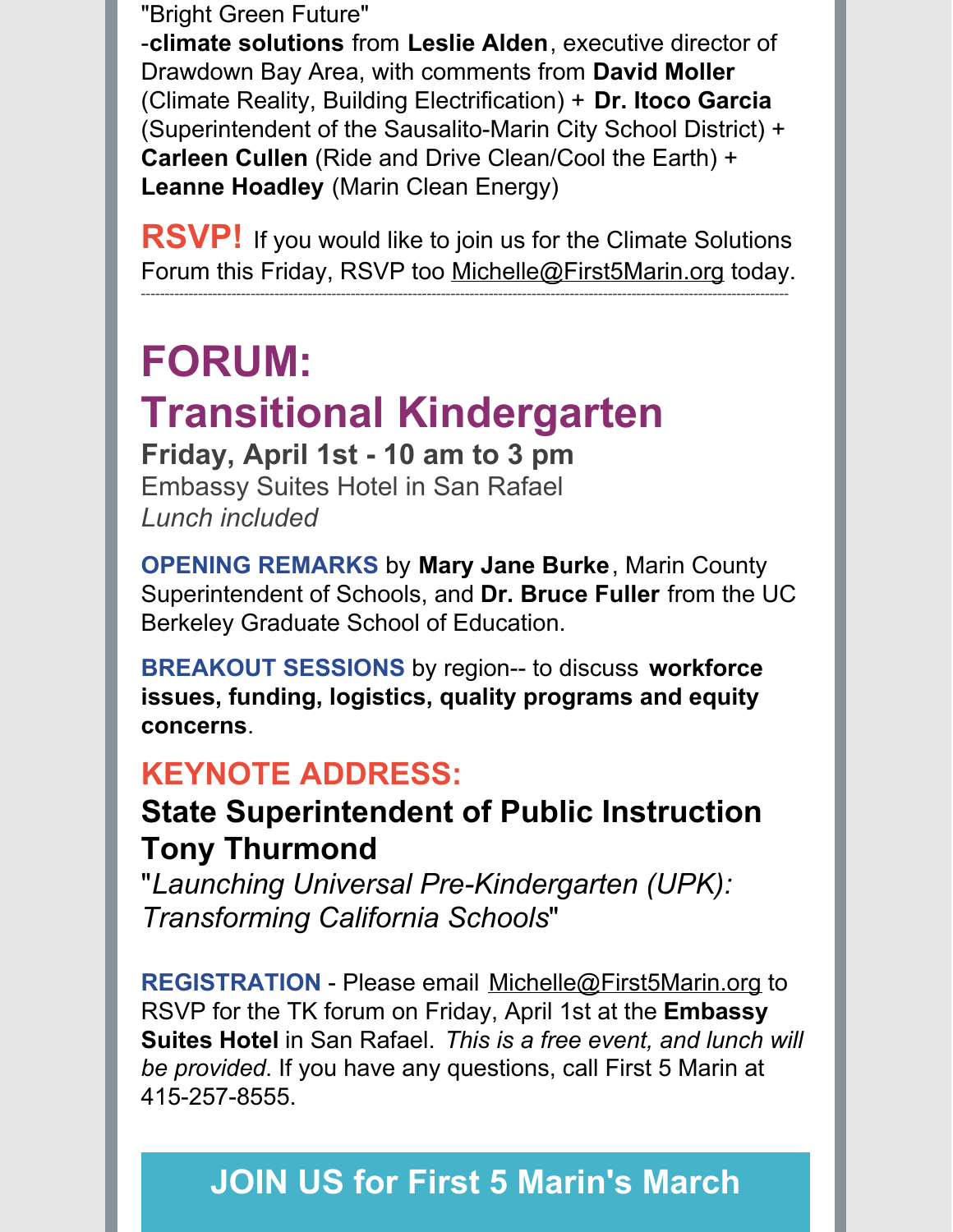"Bright Green Future"
-**climate solutions** from **Leslie Alden**, executive director of Drawdown Bay Area, with comments from **David Moller** (Climate Reality, Building Electrification) + **Dr. Itoco Garcia** (Superintendent of the Sausalito-Marin City School District) + **Carleen Cullen** (Ride and Drive Clean/Cool the Earth) + **Leanne Hoadley** (Marin Clean Energy)

**RSVP!** If you would like to join us for the Climate Solutions Forum this Friday, RSVP too Michelle@First5Marin.org today.

---

# FORUM: Transitional Kindergarten

**Friday, April 1st - 10 am to 3 pm**
Embassy Suites Hotel in San Rafael
*Lunch included*

**OPENING REMARKS** by **Mary Jane Burke**, Marin County Superintendent of Schools, and **Dr. Bruce Fuller** from the UC Berkeley Graduate School of Education.

**BREAKOUT SESSIONS** by region-- to discuss **workforce issues, funding, logistics, quality programs and equity concerns**.

## KEYNOTE ADDRESS:

### State Superintendent of Public Instruction Tony Thurmond

"*Launching Universal Pre-Kindergarten (UPK): Transforming California Schools*"

**REGISTRATION** - Please email Michelle@First5Marin.org to RSVP for the TK forum on Friday, April 1st at the **Embassy Suites Hotel** in San Rafael. *This is a free event, and lunch will be provided*. If you have any questions, call First 5 Marin at 415-257-8555.

## JOIN US for First 5 Marin's March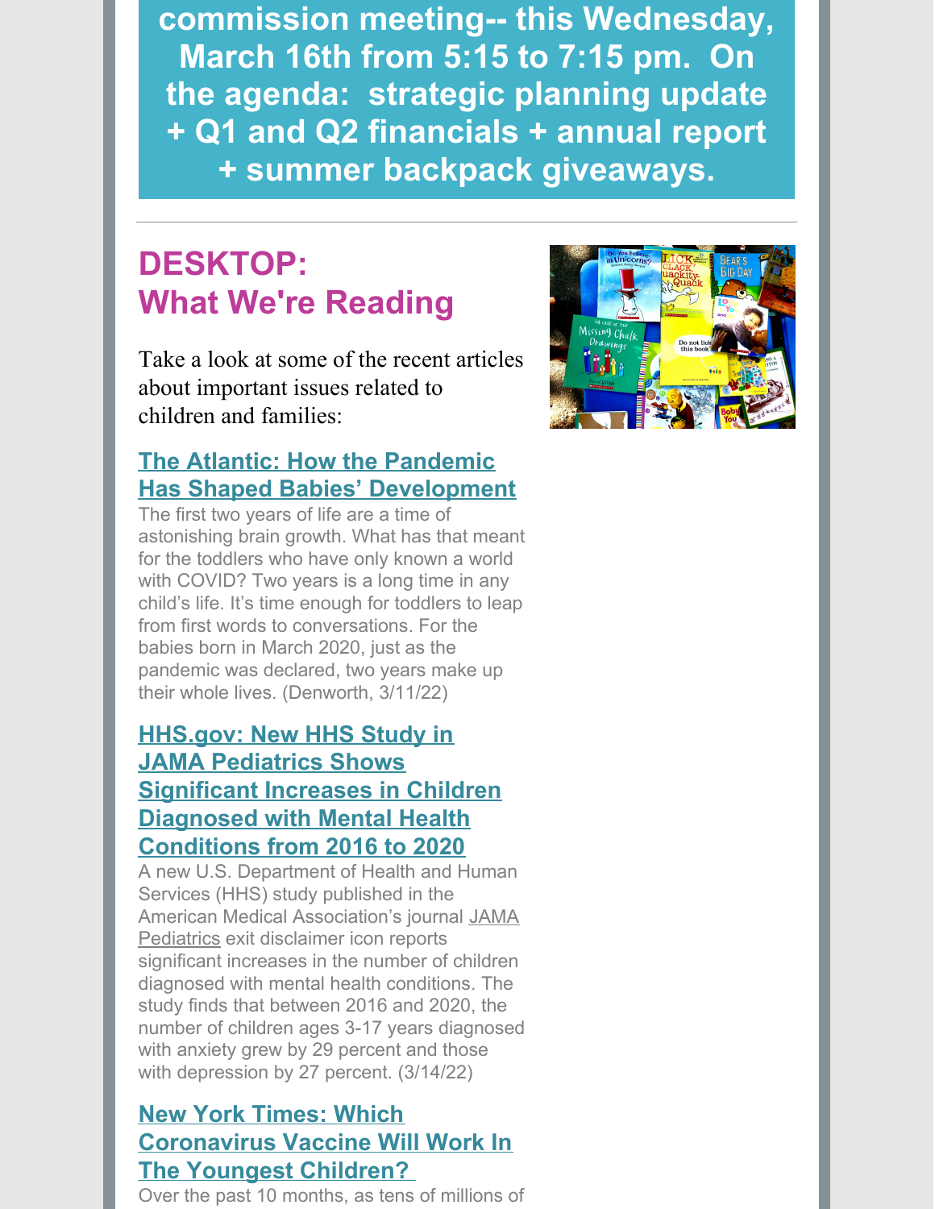**commission meeting-- this Wednesday, March 16th from 5:15 to 7:15 pm. On the agenda: strategic planning update + Q1 and Q2 financials + annual report + summer backpack giveaways.**

---

## DESKTOP: What We're Reading

Take a look at some of the recent articles about important issues related to children and families:

### The Atlantic: How the Pandemic Has Shaped Babies' Development

The first two years of life are a time of astonishing brain growth. What has that meant for the toddlers who have only known a world with COVID? Two years is a long time in any child's life. It's time enough for toddlers to leap from first words to conversations. For the babies born in March 2020, just as the pandemic was declared, two years make up their whole lives. (Denworth, 3/11/22)

### HHS.gov: New HHS Study in JAMA Pediatrics Shows Significant Increases in Children Diagnosed with Mental Health Conditions from 2016 to 2020

A new U.S. Department of Health and Human Services (HHS) study published in the American Medical Association's journal JAMA Pediatrics exit disclaimer icon reports significant increases in the number of children diagnosed with mental health conditions. The study finds that between 2016 and 2020, the number of children ages 3-17 years diagnosed with anxiety grew by 29 percent and those with depression by 27 percent. (3/14/22)

### New York Times: Which Coronavirus Vaccine Will Work In The Youngest Children?

Over the past 10 months, as tens of millions of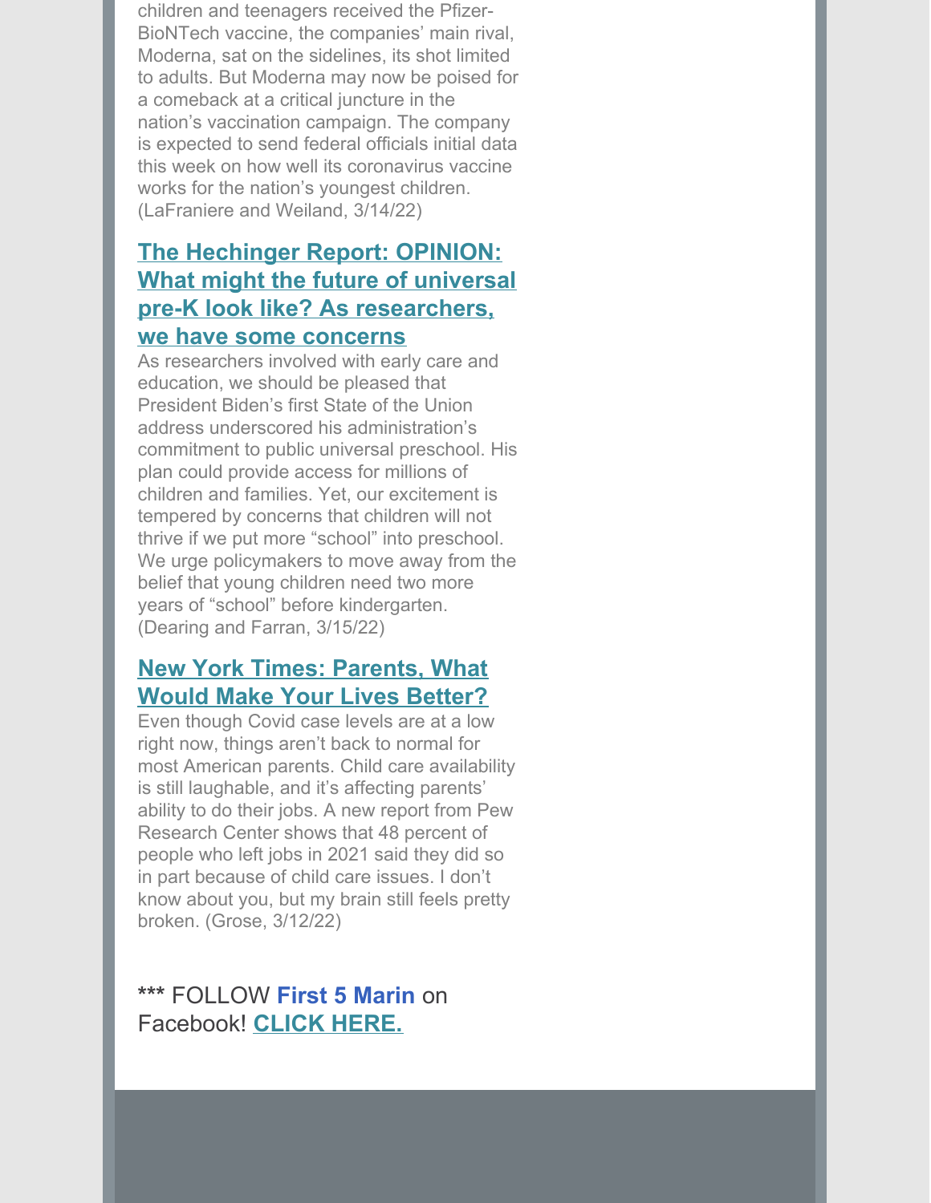children and teenagers received the Pfizer-BioNTech vaccine, the companies' main rival, Moderna, sat on the sidelines, its shot limited to adults. But Moderna may now be poised for a comeback at a critical juncture in the nation's vaccination campaign. The company is expected to send federal officials initial data this week on how well its coronavirus vaccine works for the nation's youngest children. (LaFraniere and Weiland, 3/14/22)

### The Hechinger Report: OPINION: What might the future of universal pre-K look like? As researchers, we have some concerns

As researchers involved with early care and education, we should be pleased that President Biden's first State of the Union address underscored his administration's commitment to public universal preschool. His plan could provide access for millions of children and families. Yet, our excitement is tempered by concerns that children will not thrive if we put more "school" into preschool. We urge policymakers to move away from the belief that young children need two more years of "school" before kindergarten. (Dearing and Farran, 3/15/22)

### New York Times: Parents, What Would Make Your Lives Better?

Even though Covid case levels are at a low right now, things aren't back to normal for most American parents. Child care availability is still laughable, and it's affecting parents' ability to do their jobs. A new report from Pew Research Center shows that 48 percent of people who left jobs in 2021 said they did so in part because of child care issues. I don't know about you, but my brain still feels pretty broken. (Grose, 3/12/22)

*** FOLLOW **First 5 Marin** on Facebook! **CLICK HERE.**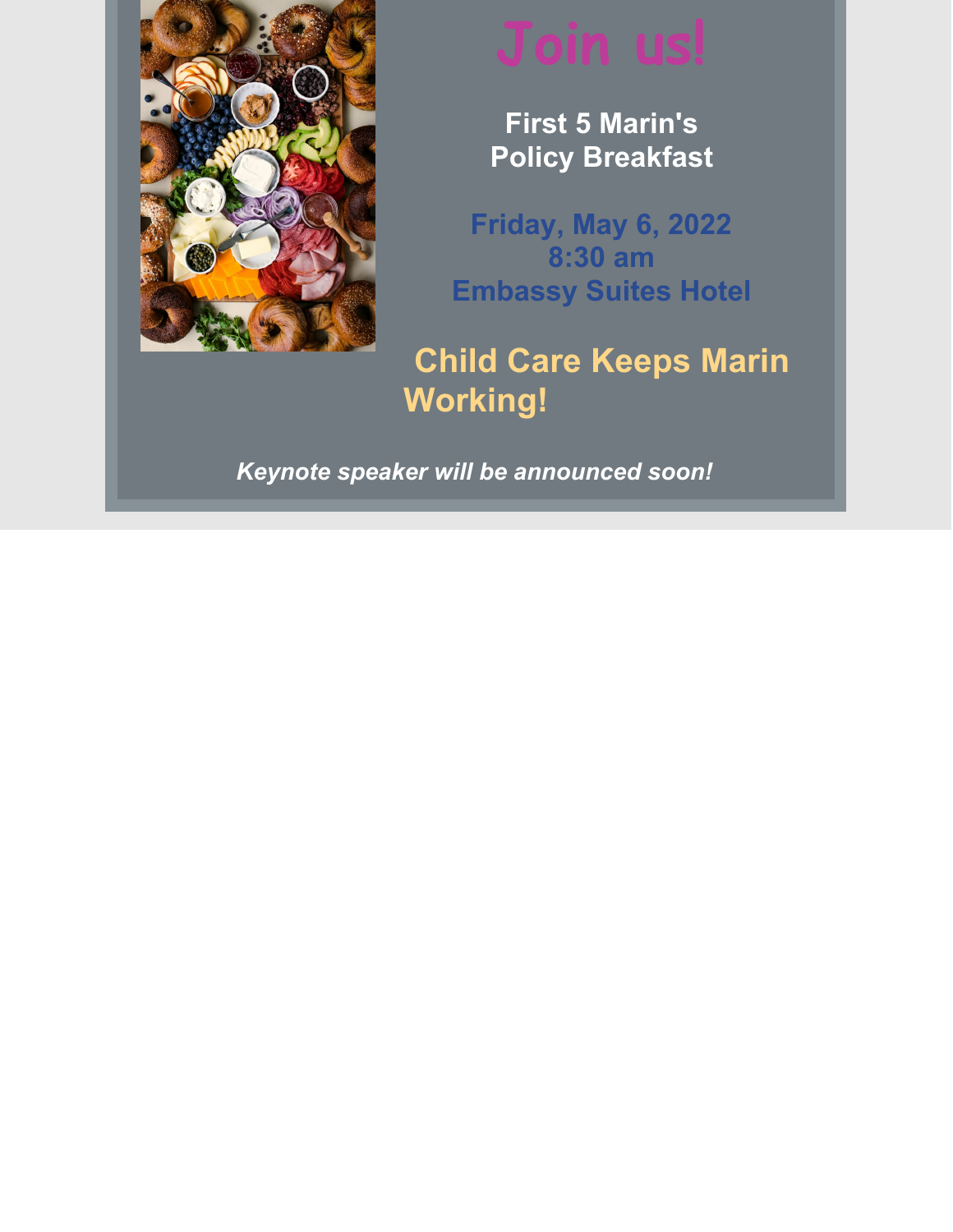# Join us!

**First 5 Marin's Policy Breakfast**

**Friday, May 6, 2022**
**8:30 am**
**Embassy Suites Hotel**

## Child Care Keeps Marin Working!

***Keynote speaker will be announced soon!***